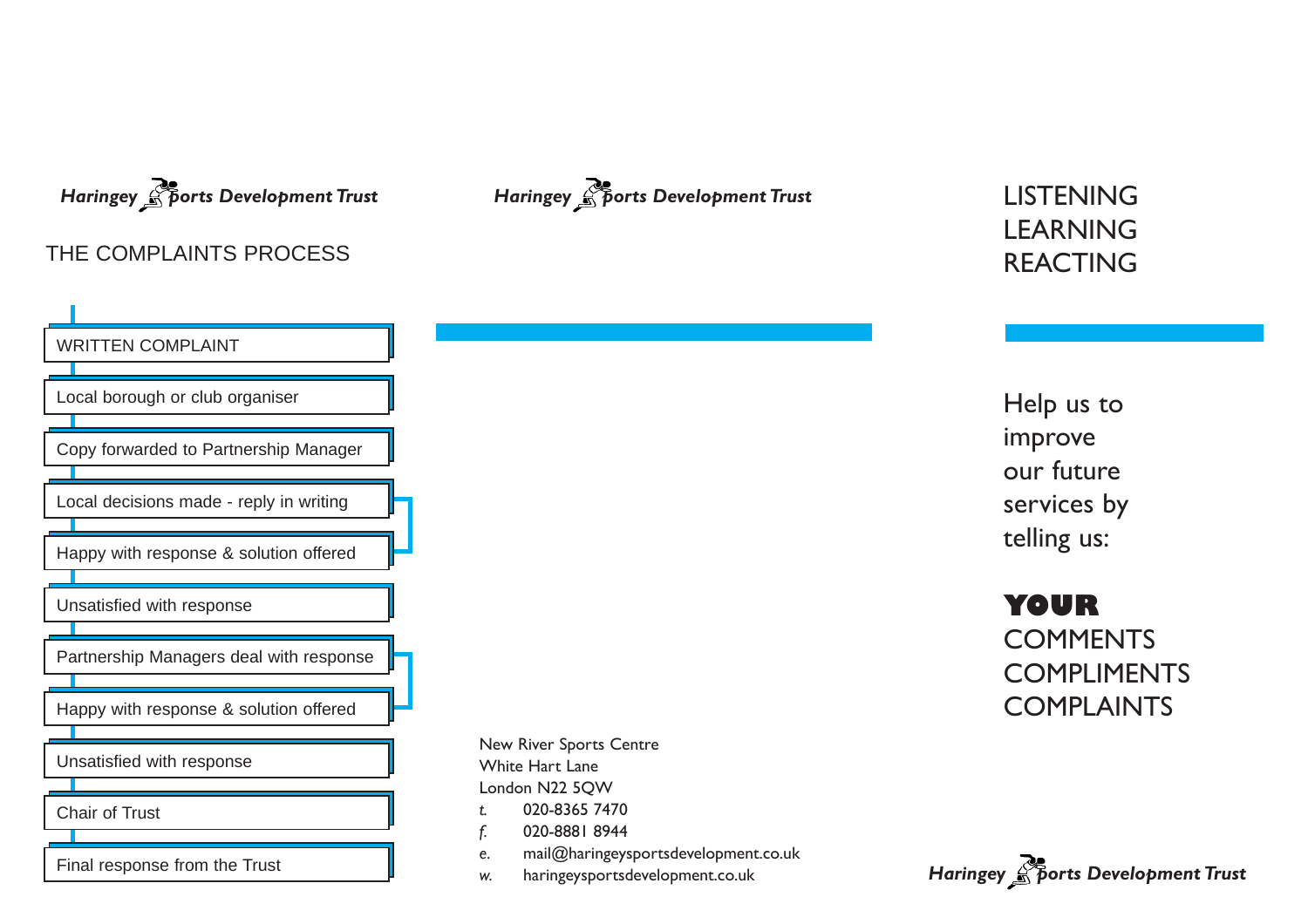*Haringey Sports Development Trust*

## THE COMPLAINTS PROCESS

- WRITTEN COMPLAINT
- Local borough or club organiser
- Copy forwarded to Partnership Manager
- Local decisions made - reply in writing
- Happy with response & solution offered
- Unsatisfied with response
- Partnership Managers deal with response
- Happy with response & solution offered
- Unsatisfied with response
- Chair of Trust
- Final response from the Trust

*Haringey Sports Development Trust*

New River Sports Centre
White Hart Lane
London N22 5QW

*t.* 020-8365 7470
*f.* 020-8881 8944
e. mail@haringeysportsdevelopment.co.uk
*w.* haringeysportsdevelopment.co.uk

# LISTENING
# LEARNING
# REACTING

Help us to improve our future services by telling us:

**YOUR**
COMMENTS
COMPLIMENTS
COMPLAINTS

*Haringey Sports Development Trust*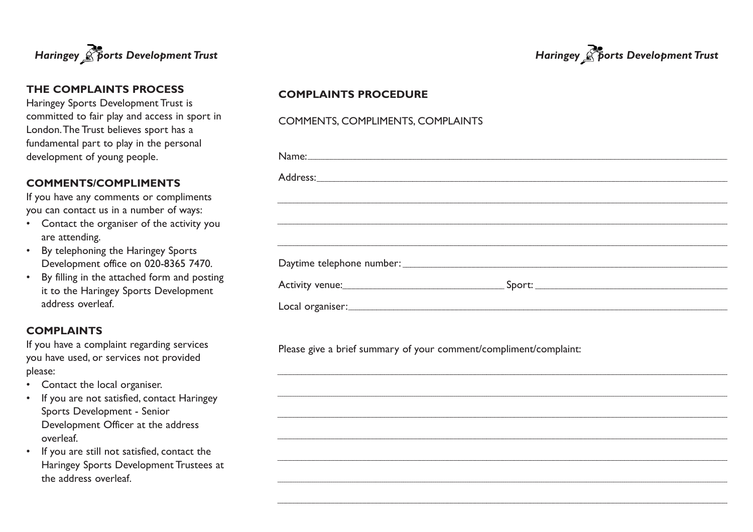*Haringey Sports Development Trust*

## THE COMPLAINTS PROCESS

Haringey Sports Development Trust is committed to fair play and access in sport in London. The Trust believes sport has a fundamental part to play in the personal development of young people.

### COMMENTS/COMPLIMENTS

If you have any comments or compliments you can contact us in a number of ways:

- Contact the organiser of the activity you are attending.
- By telephoning the Haringey Sports Development office on 020-8365 7470.
- By filling in the attached form and posting it to the Haringey Sports Development address overleaf.

### COMPLAINTS

If you have a complaint regarding services you have used, or services not provided please:

- Contact the local organiser.
- If you are not satisfied, contact Haringey Sports Development - Senior Development Officer at the address overleaf.
- If you are still not satisfied, contact the Haringey Sports Development Trustees at the address overleaf.

*Haringey Sports Development Trust*

## COMPLAINTS PROCEDURE

COMMENTS, COMPLIMENTS, COMPLAINTS

Name: ______________________________________________

Address: ______________________________________________

______________________________________________

______________________________________________

______________________________________________

Daytime telephone number: ______________________________

Activity venue: ______________________ Sport: ______________________

Local organiser: ______________________________________________

Please give a brief summary of your comment/compliment/complaint:

______________________________________________

______________________________________________

______________________________________________

______________________________________________

______________________________________________

______________________________________________

______________________________________________